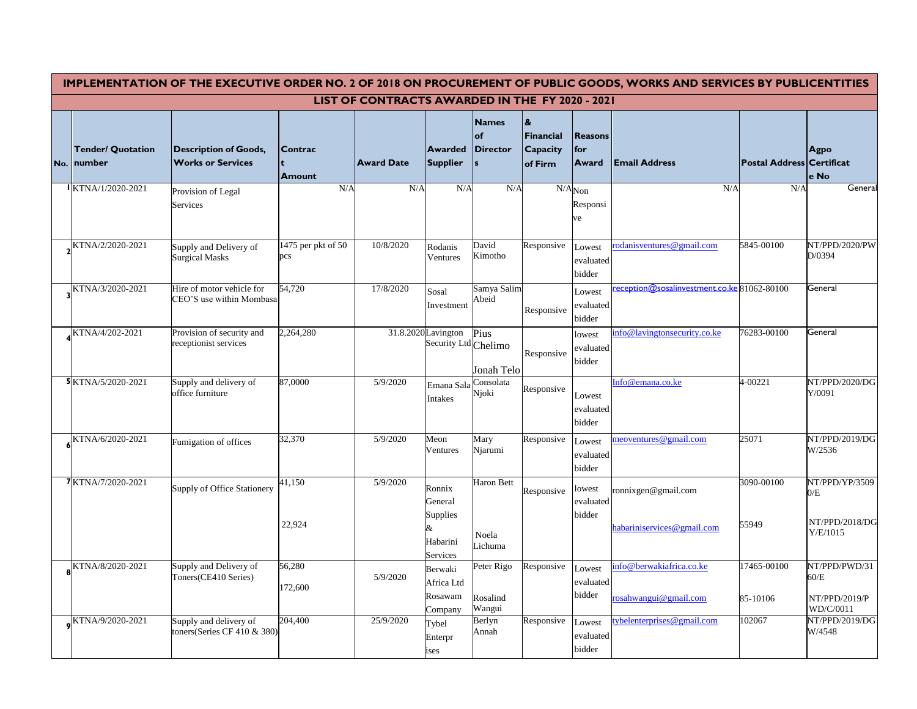## IMPLEMENTATION OF THE EXECUTIVE ORDER NO. 2 OF 2018 ON PROCUREMENT OF PUBLIC GOODS, WORKS AND SERVICES BY PUBLICENTITIES

### LIST OF CONTRACTS AWARDED IN THE FY 2020 - 2021

| No. | Tender/ Quotation number | Description of Goods, Works or Services | Contract Amount | Award Date | Awarded Supplier | Names of Directors | & Financial Capacity of Firm | Reasons for Award | Email Address | Postal Address | Agpo Certificate No |
|---|---|---|---|---|---|---|---|---|---|---|---|
| 1 | KTNA/1/2020-2021 | Provision of Legal Services | N/A | N/A | N/A | N/A | N/A | Non Responsive | N/A | N/A | General |
| 2 | KTNA/2/2020-2021 | Supply and Delivery of Surgical Masks | 1475 per pkt of 50 pcs | 10/8/2020 | Rodanis Ventures | David Kimotho | Responsive | Lowest evaluated bidder | rodanisventures@gmail.com | 5845-00100 | NT/PPD/2020/PWD/0394 |
| 3 | KTNA/3/2020-2021 | Hire of motor vehicle for CEO's use within Mombasa | 54,720 | 17/8/2020 | Sosal Investment | Samya Salim Abeid | Responsive | Lowest evaluated bidder | reception@sosalinvestment.co.ke | 81062-80100 | General |
| 4 | KTNA/4/202-2021 | Provision of security and receptionist services | 2,264,280 | 31.8.2020 | Lavington Security Ltd | Pius Chelimo<br>Jonah Telo | Responsive | lowest evaluated bidder | info@lavingtonsecurity.co.ke | 76283-00100 | General |
| 5 | KTNA/5/2020-2021 | Supply and delivery of office furniture | 87,0000 | 5/9/2020 | Emana Sala Intakes | Consolata Njoki | Responsive | Lowest evaluated bidder | Info@emana.co.ke | 4-00221 | NT/PPD/2020/DGY/0091 |
| 6 | KTNA/6/2020-2021 | Fumigation of offices | 32,370 | 5/9/2020 | Meon Ventures | Mary Njarumi | Responsive | Lowest evaluated bidder | meoventures@gmail.com | 25071 | NT/PPD/2019/DGW/2536 |
| 7 | KTNA/7/2020-2021 | Supply of Office Stationery | 41,150<br>22,924 | 5/9/2020 | Ronnix General Supplies & Habarini Services | Haron Bett<br>Noela Lichuma | Responsive | lowest evaluated bidder | ronnixgen@gmail.com<br>habariniservices@gmail.com | 3090-00100<br>55949 | NT/PPD/YP/35090/E<br>NT/PPD/2018/DGY/E/1015 |
| 8 | KTNA/8/2020-2021 | Supply and Delivery of Toners(CE410 Series) | 56,280<br>172,600 | 5/9/2020 | Berwaki Africa Ltd<br>Rosawam Company | Peter Rigo<br>Rosalind Wangui | Responsive | Lowest evaluated bidder | info@berwakiafrica.co.ke<br>rosahwangui@gmail.com | 17465-00100<br>85-10106 | NT/PPD/PWD/3160/E<br>NT/PPD/2019/PWD/C/0011 |
| 9 | KTNA/9/2020-2021 | Supply and delivery of toners(Series CF 410 & 380) | 204,400 | 25/9/2020 | Tybel Enterprises | Berlyn Annah | Responsive | Lowest evaluated bidder | tybelenterprises@gmail.com | 102067 | NT/PPD/2019/DGW/4548 |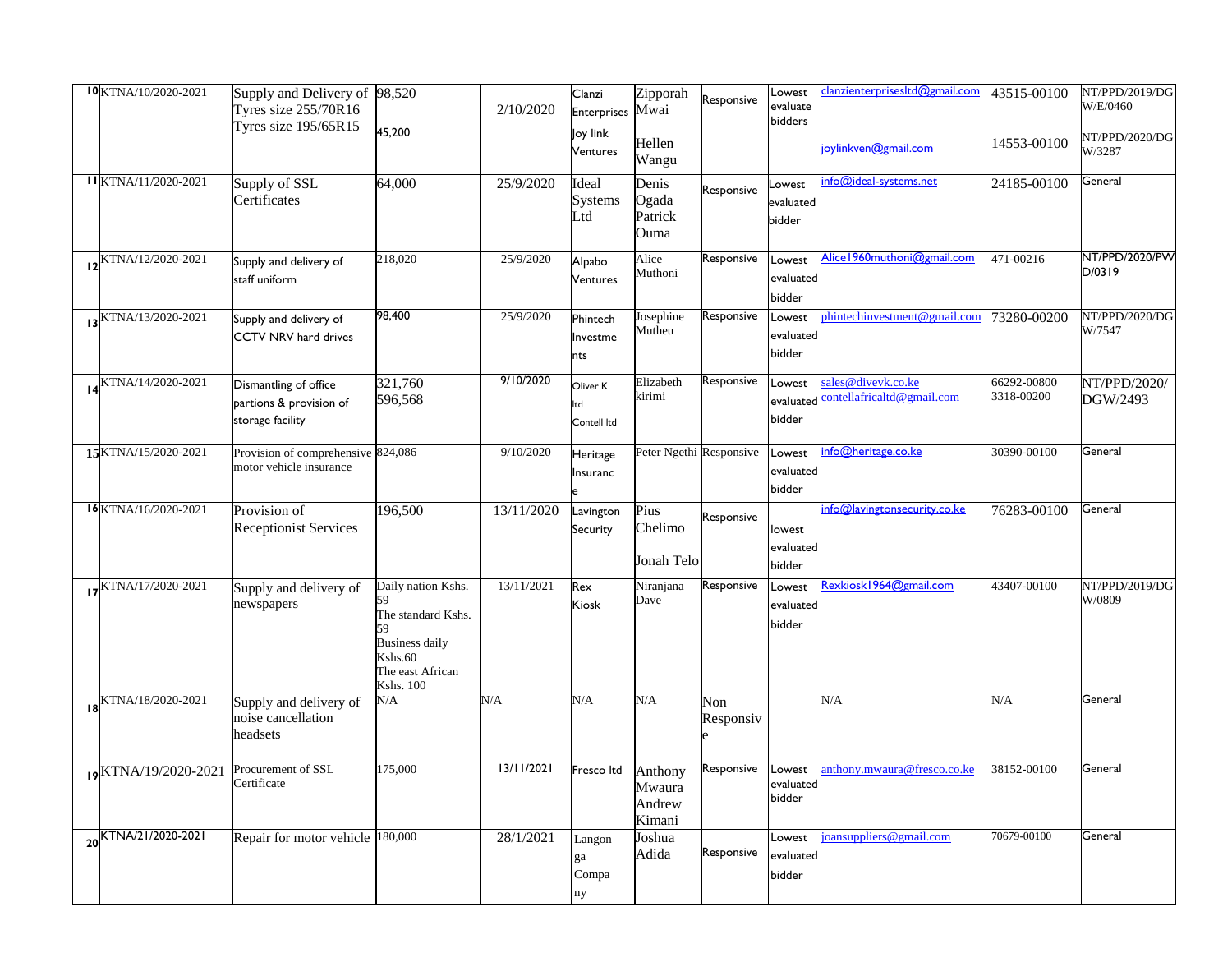| 10 | KTNA/10/2020-2021 | Supply and Delivery of Tyres size 255/70R16 Tyres size 195/65R15 | 98,520<br>45,200 | 2/10/2020 | Clanzi Enterprises<br>Joy link Ventures | Zipporah Mwai<br>Hellen Wangu | Responsive | Lowest evaluate bidders | clanzienterprisesltd@gmail.com<br>joylinkven@gmail.com | 43515-00100<br>14553-00100 | NT/PPD/2019/DGW/E/0460<br>NT/PPD/2020/DGW/3287 |
|---|---|---|---|---|---|---|---|---|---|---|---|
| 11 | KTNA/11/2020-2021 | Supply of SSL Certificates | 64,000 | 25/9/2020 | Ideal Systems Ltd | Denis Ogada Patrick Ouma | Responsive | Lowest evaluated bidder | info@ideal-systems.net | 24185-00100 | General |
| 12 | KTNA/12/2020-2021 | Supply and delivery of staff uniform | 218,020 | 25/9/2020 | Alpabo Ventures | Alice Muthoni | Responsive | Lowest evaluated bidder | Alice1960muthoni@gmail.com | 471-00216 | NT/PPD/2020/PWD/0319 |
| 13 | KTNA/13/2020-2021 | Supply and delivery of CCTV NRV hard drives | 98,400 | 25/9/2020 | Phintech Investments | Josephine Mutheu | Responsive | Lowest evaluated bidder | phintechinvestment@gmail.com | 73280-00200 | NT/PPD/2020/DGW/7547 |
| 14 | KTNA/14/2020-2021 | Dismantling of office partions & provision of storage facility | 321,760<br>596,568 | 9/10/2020 | Oliver K ltd<br>Contell ltd | Elizabeth kirimi | Responsive | Lowest evaluated bidder | sales@divevk.co.ke<br>contellafricaltd@gmail.com | 66292-00800<br>3318-00200 | NT/PPD/2020/DGW/2493 |
| 15 | KTNA/15/2020-2021 | Provision of comprehensive motor vehicle insurance | 824,086 | 9/10/2020 | Heritage Insurance | Peter Ngethi | Responsive | Lowest evaluated bidder | info@heritage.co.ke | 30390-00100 | General |
| 16 | KTNA/16/2020-2021 | Provision of Receptionist Services | 196,500 | 13/11/2020 | Lavington Security | Pius Chelimo<br>Jonah Telo | Responsive | lowest evaluated bidder | info@lavingtonsecurity.co.ke | 76283-00100 | General |
| 17 | KTNA/17/2020-2021 | Supply and delivery of newspapers | Daily nation Kshs. 59<br>The standard Kshs. 59<br>Business daily Kshs.60<br>The east African Kshs. 100 | 13/11/2021 | Rex Kiosk | Niranjana Dave | Responsive | Lowest evaluated bidder | Rexkiosk1964@gmail.com | 43407-00100 | NT/PPD/2019/DGW/0809 |
| 18 | KTNA/18/2020-2021 | Supply and delivery of noise cancellation headsets | N/A | N/A | N/A | N/A | Non Responsive | | N/A | N/A | General |
| 19 | KTNA/19/2020-2021 | Procurement of SSL Certificate | 175,000 | 13/11/2021 | Fresco ltd | Anthony Mwaura Andrew Kimani | Responsive | Lowest evaluated bidder | anthony.mwaura@fresco.co.ke | 38152-00100 | General |
| 20 | KTNA/21/2020-2021 | Repair for motor vehicle | 180,000 | 28/1/2021 | Langonga Company | Joshua Adida | Responsive | Lowest evaluated bidder | joansuppliers@gmail.com | 70679-00100 | General |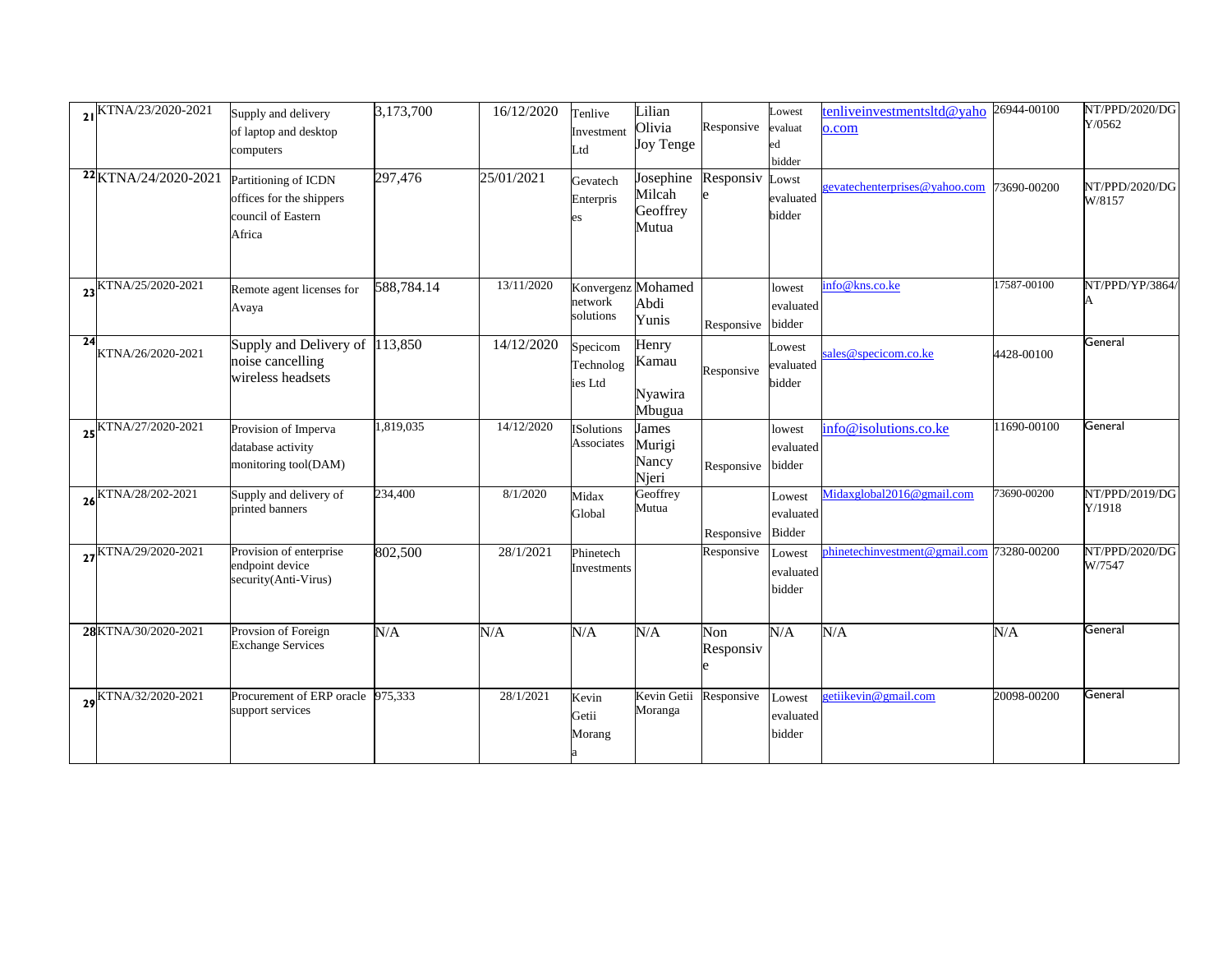| 21 | KTNA/23/2020-2021 | Supply and delivery of laptop and desktop computers | 3,173,700 | 16/12/2020 | Tenlive Investment Ltd | Lilian Olivia Joy Tenge | Responsive | Lowest evaluated bidder | tenliveinvestmentsltd@yahoo.com | 26944-00100 | NT/PPD/2020/DGY/0562 |
|---|---|---|---|---|---|---|---|---|---|---|---|
| 22 | KTNA/24/2020-2021 | Partitioning of ICDN offices for the shippers council of Eastern Africa | 297,476 | 25/01/2021 | Gevatech Enterprises | Josephine Milcah Geoffrey Mutua | Responsive | Lowst evaluated bidder | gevatechenterprises@yahoo.com | 73690-00200 | NT/PPD/2020/DGW/8157 |
| 23 | KTNA/25/2020-2021 | Remote agent licenses for Avaya | 588,784.14 | 13/11/2020 | Konvergenz network solutions | Mohamed Abdi Yunis | Responsive | lowest evaluated bidder | info@kns.co.ke | 17587-00100 | NT/PPD/YP/3864/A |
| 24 | KTNA/26/2020-2021 | Supply and Delivery of noise cancelling wireless headsets | 113,850 | 14/12/2020 | Specicom Technologies Ltd | Henry Kamau Nyawira Mbugua | Responsive | Lowest evaluated bidder | sales@specicom.co.ke | 4428-00100 | General |
| 25 | KTNA/27/2020-2021 | Provision of Imperva database activity monitoring tool(DAM) | 1,819,035 | 14/12/2020 | ISolutions Associates | James Murigi Nancy Njeri | Responsive | lowest evaluated bidder | info@isolutions.co.ke | 11690-00100 | General |
| 26 | KTNA/28/202-2021 | Supply and delivery of printed banners | 234,400 | 8/1/2020 | Midax Global | Geoffrey Mutua | Responsive | Lowest evaluated Bidder | Midaxglobal2016@gmail.com | 73690-00200 | NT/PPD/2019/DGY/1918 |
| 27 | KTNA/29/2020-2021 | Provision of enterprise endpoint device security(Anti-Virus) | 802,500 | 28/1/2021 | Phinetech Investments | | Responsive | Lowest evaluated bidder | phinetechinvestment@gmail.com | 73280-00200 | NT/PPD/2020/DGW/7547 |
| 28 | KTNA/30/2020-2021 | Provsion of Foreign Exchange Services | N/A | N/A | N/A | N/A | Non Responsive | N/A | N/A | N/A | General |
| 29 | KTNA/32/2020-2021 | Procurement of ERP oracle support services | 975,333 | 28/1/2021 | Kevin Getii Moranga | Kevin Getii Moranga | Responsive | Lowest evaluated bidder | getiikevin@gmail.com | 20098-00200 | General |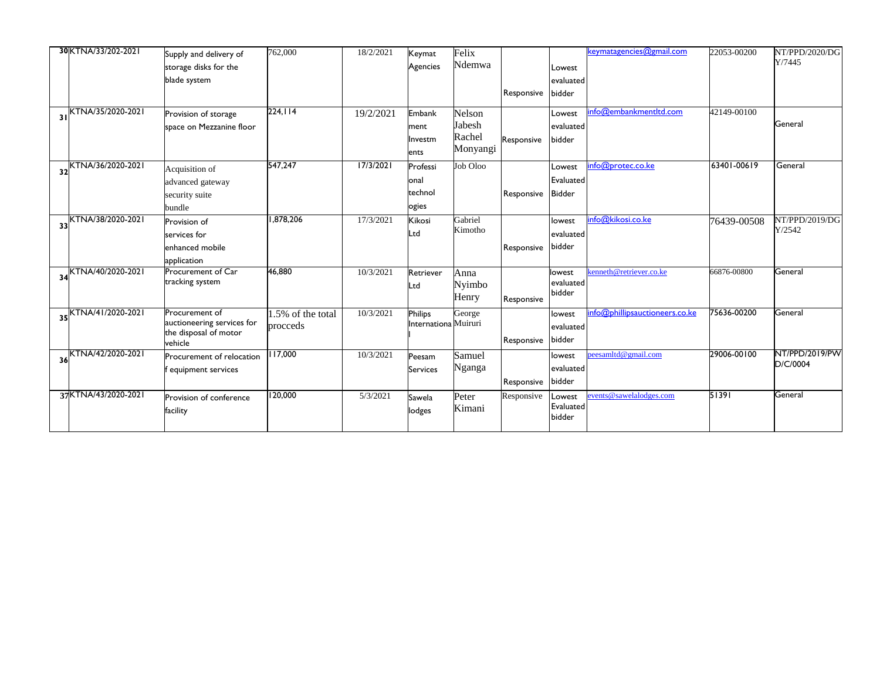| | | | | | | | | | | | |
|---|---|---|---|---|---|---|---|---|---|---|---|
| 30 | KTNA/33/202-2021 | Supply and delivery of storage disks for the blade system | 762,000 | 18/2/2021 | Keymat Agencies | Felix Ndemwa | Responsive | Lowest evaluated bidder | keymatagencies@gmail.com | 22053-00200 | NT/PPD/2020/DGY/7445 |
| 31 | KTNA/35/2020-2021 | Provision of storage space on Mezzanine floor | 224,114 | 19/2/2021 | Embankment Investments | Nelson Jabesh Rachel Monyangi | Responsive | Lowest evaluated bidder | info@embankmentltd.com | 42149-00100 | General |
| 32 | KTNA/36/2020-2021 | Acquisition of advanced gateway security suite bundle | 547,247 | 17/3/2021 | Professional technologies | Job Oloo | Responsive | Lowest Evaluated Bidder | info@protec.co.ke | 63401-00619 | General |
| 33 | KTNA/38/2020-2021 | Provision of services for enhanced mobile application | 1,878,206 | 17/3/2021 | Kikosi Ltd | Gabriel Kimotho | Responsive | lowest evaluated bidder | info@kikosi.co.ke | 76439-00508 | NT/PPD/2019/DGY/2542 |
| 34 | KTNA/40/2020-2021 | Procurement of Car tracking system | 46,880 | 10/3/2021 | Retriever Ltd | Anna Nyimbo Henry | Responsive | lowest evaluated bidder | kenneth@retriever.co.ke | 66876-00800 | General |
| 35 | KTNA/41/2020-2021 | Procurement of auctioneering services for the disposal of motor vehicle | 1.5% of the total procceds | 10/3/2021 | Philips International | George Muiruri | Responsive | lowest evaluated bidder | info@phillipsauctioneers.co.ke | 75636-00200 | General |
| 36 | KTNA/42/2020-2021 | Procurement of relocation f equipment services | 117,000 | 10/3/2021 | Peesam Services | Samuel Nganga | Responsive | lowest evaluated bidder | peesamltd@gmail.com | 29006-00100 | NT/PPD/2019/PWD/C/0004 |
| 37 | KTNA/43/2020-2021 | Provision of conference facility | 120,000 | 5/3/2021 | Sawela lodges | Peter Kimani | Responsive | Lowest Evaluated bidder | events@sawelalodges.com | 51391 | General |